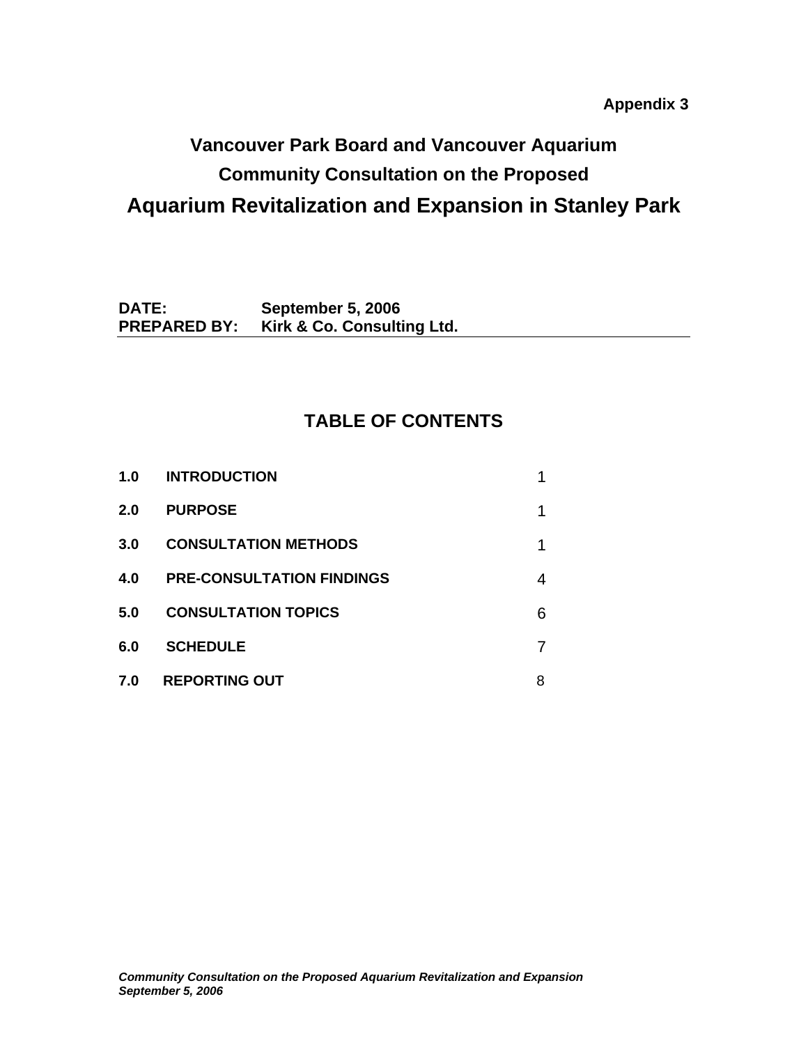**Appendix 3**

# Vancouver Park Board and Vancouver Aquarium
## Community Consultation on the Proposed
# Aquarium Revitalization and Expansion in Stanley Park

**DATE:** September 5, 2006
**PREPARED BY:** Kirk & Co. Consulting Ltd.

## TABLE OF CONTENTS

| | | |
|---|---|---|
| **1.0** | **INTRODUCTION** | 1 |
| **2.0** | **PURPOSE** | 1 |
| **3.0** | **CONSULTATION METHODS** | 1 |
| **4.0** | **PRE-CONSULTATION FINDINGS** | 4 |
| **5.0** | **CONSULTATION TOPICS** | 6 |
| **6.0** | **SCHEDULE** | 7 |
| **7.0** | **REPORTING OUT** | 8 |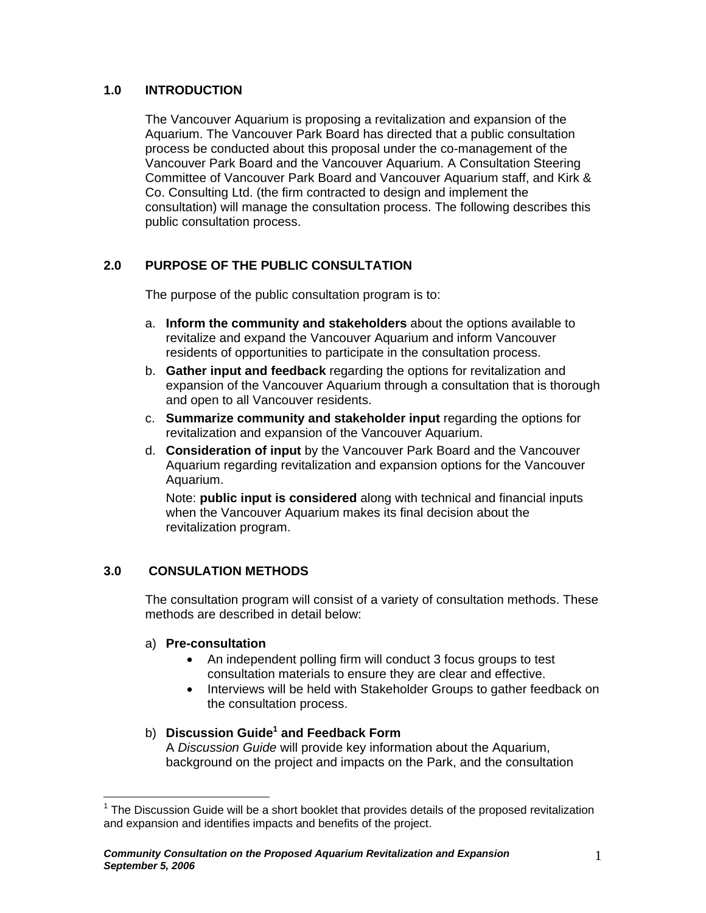## 1.0 INTRODUCTION

The Vancouver Aquarium is proposing a revitalization and expansion of the Aquarium. The Vancouver Park Board has directed that a public consultation process be conducted about this proposal under the co-management of the Vancouver Park Board and the Vancouver Aquarium. A Consultation Steering Committee of Vancouver Park Board and Vancouver Aquarium staff, and Kirk & Co. Consulting Ltd. (the firm contracted to design and implement the consultation) will manage the consultation process. The following describes this public consultation process.

## 2.0 PURPOSE OF THE PUBLIC CONSULTATION

The purpose of the public consultation program is to:

a. **Inform the community and stakeholders** about the options available to revitalize and expand the Vancouver Aquarium and inform Vancouver residents of opportunities to participate in the consultation process.

b. **Gather input and feedback** regarding the options for revitalization and expansion of the Vancouver Aquarium through a consultation that is thorough and open to all Vancouver residents.

c. **Summarize community and stakeholder input** regarding the options for revitalization and expansion of the Vancouver Aquarium.

d. **Consideration of input** by the Vancouver Park Board and the Vancouver Aquarium regarding revitalization and expansion options for the Vancouver Aquarium.

   Note: **public input is considered** along with technical and financial inputs when the Vancouver Aquarium makes its final decision about the revitalization program.

## 3.0 CONSULATION METHODS

The consultation program will consist of a variety of consultation methods. These methods are described in detail below:

a) **Pre-consultation**
- An independent polling firm will conduct 3 focus groups to test consultation materials to ensure they are clear and effective.
- Interviews will be held with Stakeholder Groups to gather feedback on the consultation process.

b) **Discussion Guide[1] and Feedback Form**
A *Discussion Guide* will provide key information about the Aquarium, background on the project and impacts on the Park, and the consultation

[1] The Discussion Guide will be a short booklet that provides details of the proposed revitalization and expansion and identifies impacts and benefits of the project.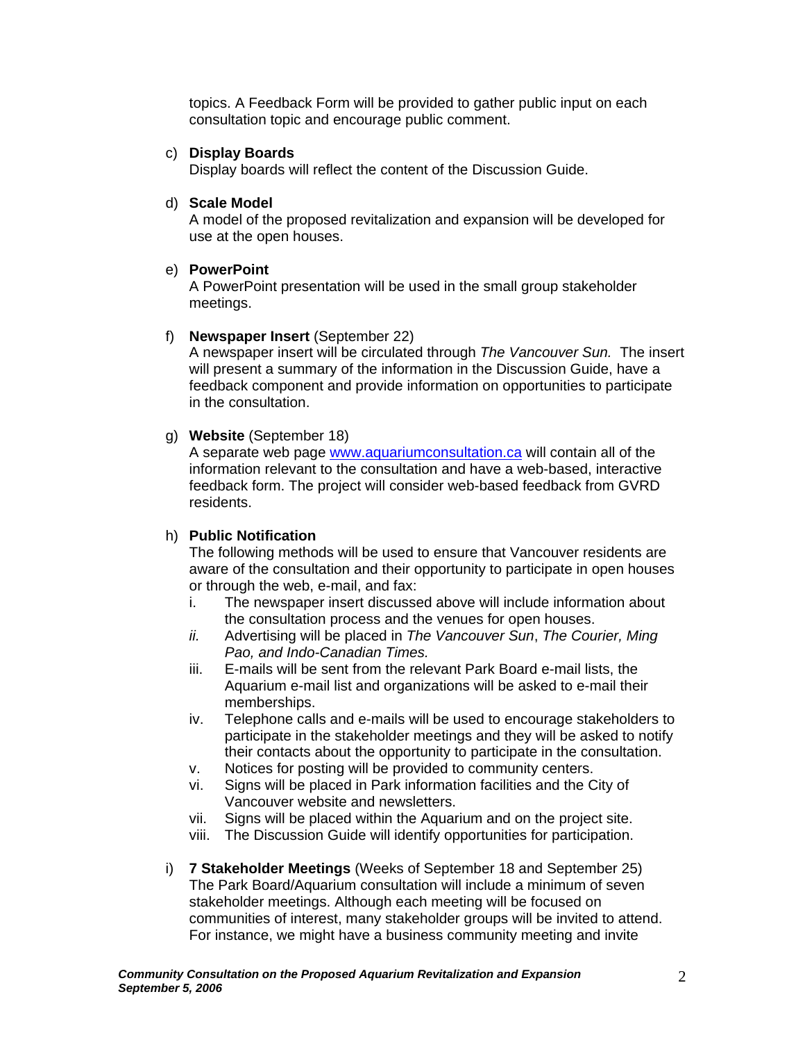topics. A Feedback Form will be provided to gather public input on each consultation topic and encourage public comment.

c) **Display Boards**
   Display boards will reflect the content of the Discussion Guide.

d) **Scale Model**
   A model of the proposed revitalization and expansion will be developed for use at the open houses.

e) **PowerPoint**
   A PowerPoint presentation will be used in the small group stakeholder meetings.

f) **Newspaper Insert** (September 22)
   A newspaper insert will be circulated through *The Vancouver Sun.* The insert will present a summary of the information in the Discussion Guide, have a feedback component and provide information on opportunities to participate in the consultation.

g) **Website** (September 18)
   A separate web page www.aquariumconsultation.ca will contain all of the information relevant to the consultation and have a web-based, interactive feedback form. The project will consider web-based feedback from GVRD residents.

h) **Public Notification**
   The following methods will be used to ensure that Vancouver residents are aware of the consultation and their opportunity to participate in open houses or through the web, e-mail, and fax:
   i. The newspaper insert discussed above will include information about the consultation process and the venues for open houses.
   *ii.* Advertising will be placed in *The Vancouver Sun*, *The Courier, Ming Pao, and Indo-Canadian Times.*
   iii. E-mails will be sent from the relevant Park Board e-mail lists, the Aquarium e-mail list and organizations will be asked to e-mail their memberships.
   iv. Telephone calls and e-mails will be used to encourage stakeholders to participate in the stakeholder meetings and they will be asked to notify their contacts about the opportunity to participate in the consultation.
   v. Notices for posting will be provided to community centers.
   vi. Signs will be placed in Park information facilities and the City of Vancouver website and newsletters.
   vii. Signs will be placed within the Aquarium and on the project site.
   viii. The Discussion Guide will identify opportunities for participation.

i) **7 Stakeholder Meetings** (Weeks of September 18 and September 25)
   The Park Board/Aquarium consultation will include a minimum of seven stakeholder meetings. Although each meeting will be focused on communities of interest, many stakeholder groups will be invited to attend. For instance, we might have a business community meeting and invite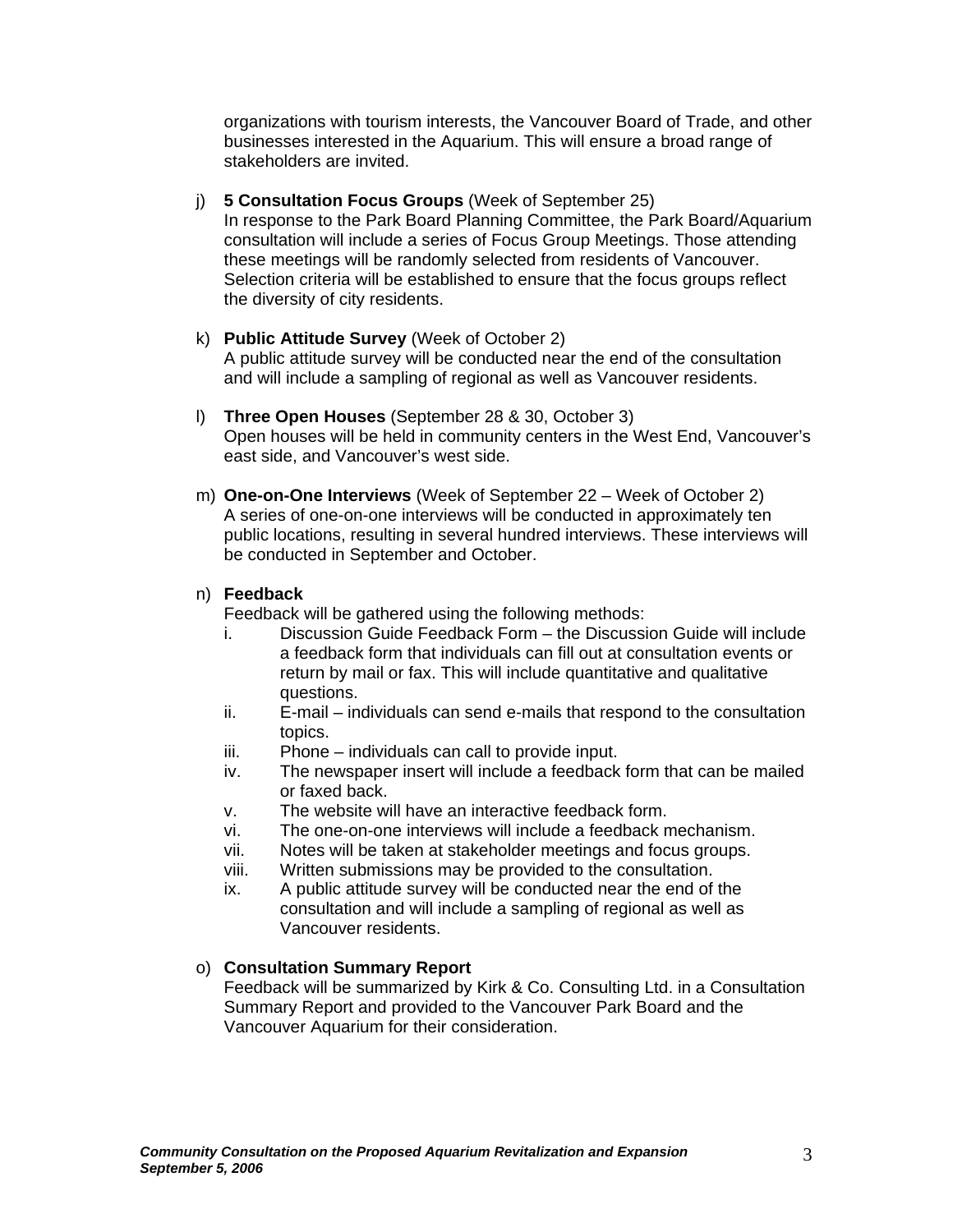organizations with tourism interests, the Vancouver Board of Trade, and other businesses interested in the Aquarium. This will ensure a broad range of stakeholders are invited.

j) **5 Consultation Focus Groups** (Week of September 25)
In response to the Park Board Planning Committee, the Park Board/Aquarium consultation will include a series of Focus Group Meetings. Those attending these meetings will be randomly selected from residents of Vancouver. Selection criteria will be established to ensure that the focus groups reflect the diversity of city residents.

k) **Public Attitude Survey** (Week of October 2)
A public attitude survey will be conducted near the end of the consultation and will include a sampling of regional as well as Vancouver residents.

l) **Three Open Houses** (September 28 & 30, October 3)
Open houses will be held in community centers in the West End, Vancouver's east side, and Vancouver's west side.

m) **One-on-One Interviews** (Week of September 22 – Week of October 2)
A series of one-on-one interviews will be conducted in approximately ten public locations, resulting in several hundred interviews. These interviews will be conducted in September and October.

n) **Feedback**
Feedback will be gathered using the following methods:

  i. Discussion Guide Feedback Form – the Discussion Guide will include a feedback form that individuals can fill out at consultation events or return by mail or fax. This will include quantitative and qualitative questions.
  ii. E-mail – individuals can send e-mails that respond to the consultation topics.
  iii. Phone – individuals can call to provide input.
  iv. The newspaper insert will include a feedback form that can be mailed or faxed back.
  v. The website will have an interactive feedback form.
  vi. The one-on-one interviews will include a feedback mechanism.
  vii. Notes will be taken at stakeholder meetings and focus groups.
  viii. Written submissions may be provided to the consultation.
  ix. A public attitude survey will be conducted near the end of the consultation and will include a sampling of regional as well as Vancouver residents.

o) **Consultation Summary Report**
Feedback will be summarized by Kirk & Co. Consulting Ltd. in a Consultation Summary Report and provided to the Vancouver Park Board and the Vancouver Aquarium for their consideration.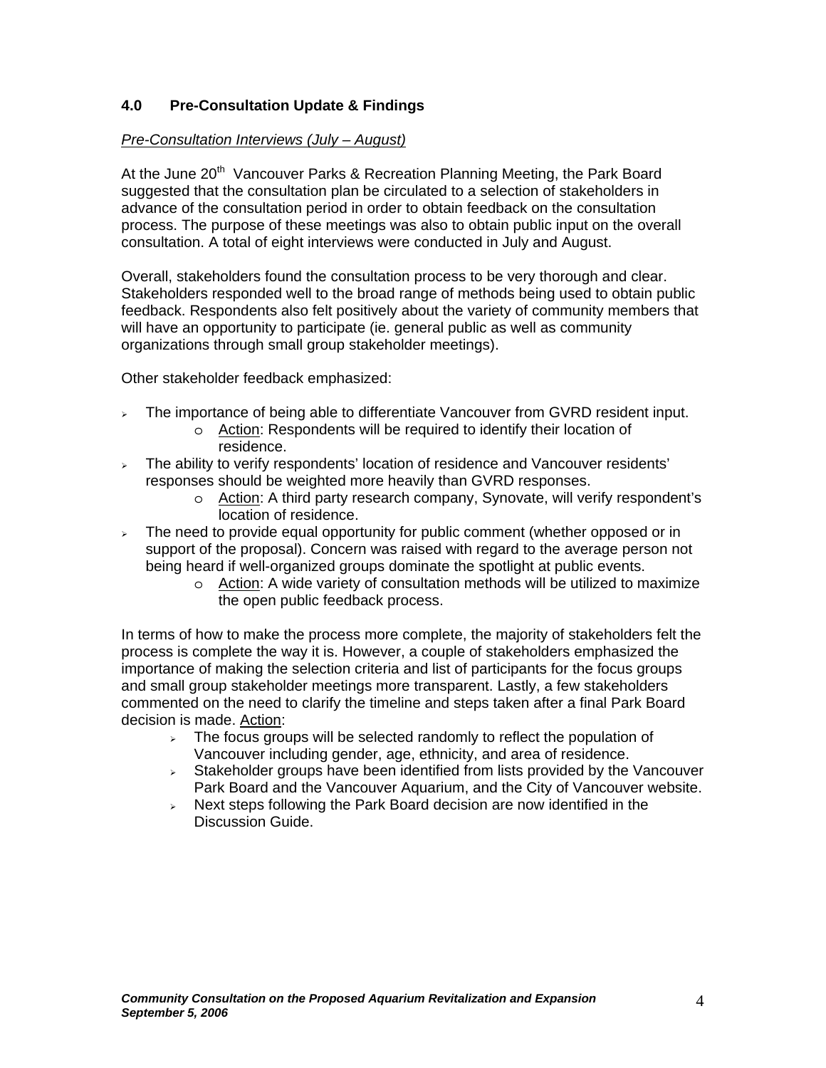## 4.0 Pre-Consultation Update & Findings

*<u>Pre-Consultation Interviews (July – August)</u>*

At the June 20th Vancouver Parks & Recreation Planning Meeting, the Park Board suggested that the consultation plan be circulated to a selection of stakeholders in advance of the consultation period in order to obtain feedback on the consultation process. The purpose of these meetings was also to obtain public input on the overall consultation. A total of eight interviews were conducted in July and August.

Overall, stakeholders found the consultation process to be very thorough and clear. Stakeholders responded well to the broad range of methods being used to obtain public feedback. Respondents also felt positively about the variety of community members that will have an opportunity to participate (ie. general public as well as community organizations through small group stakeholder meetings).

Other stakeholder feedback emphasized:

- The importance of being able to differentiate Vancouver from GVRD resident input.
  - <u>Action</u>: Respondents will be required to identify their location of residence.
- The ability to verify respondents' location of residence and Vancouver residents' responses should be weighted more heavily than GVRD responses.
  - <u>Action</u>: A third party research company, Synovate, will verify respondent's location of residence.
- The need to provide equal opportunity for public comment (whether opposed or in support of the proposal). Concern was raised with regard to the average person not being heard if well-organized groups dominate the spotlight at public events.
  - <u>Action</u>: A wide variety of consultation methods will be utilized to maximize the open public feedback process.

In terms of how to make the process more complete, the majority of stakeholders felt the process is complete the way it is. However, a couple of stakeholders emphasized the importance of making the selection criteria and list of participants for the focus groups and small group stakeholder meetings more transparent. Lastly, a few stakeholders commented on the need to clarify the timeline and steps taken after a final Park Board decision is made. <u>Action</u>:

- The focus groups will be selected randomly to reflect the population of Vancouver including gender, age, ethnicity, and area of residence.
- Stakeholder groups have been identified from lists provided by the Vancouver Park Board and the Vancouver Aquarium, and the City of Vancouver website.
- Next steps following the Park Board decision are now identified in the Discussion Guide.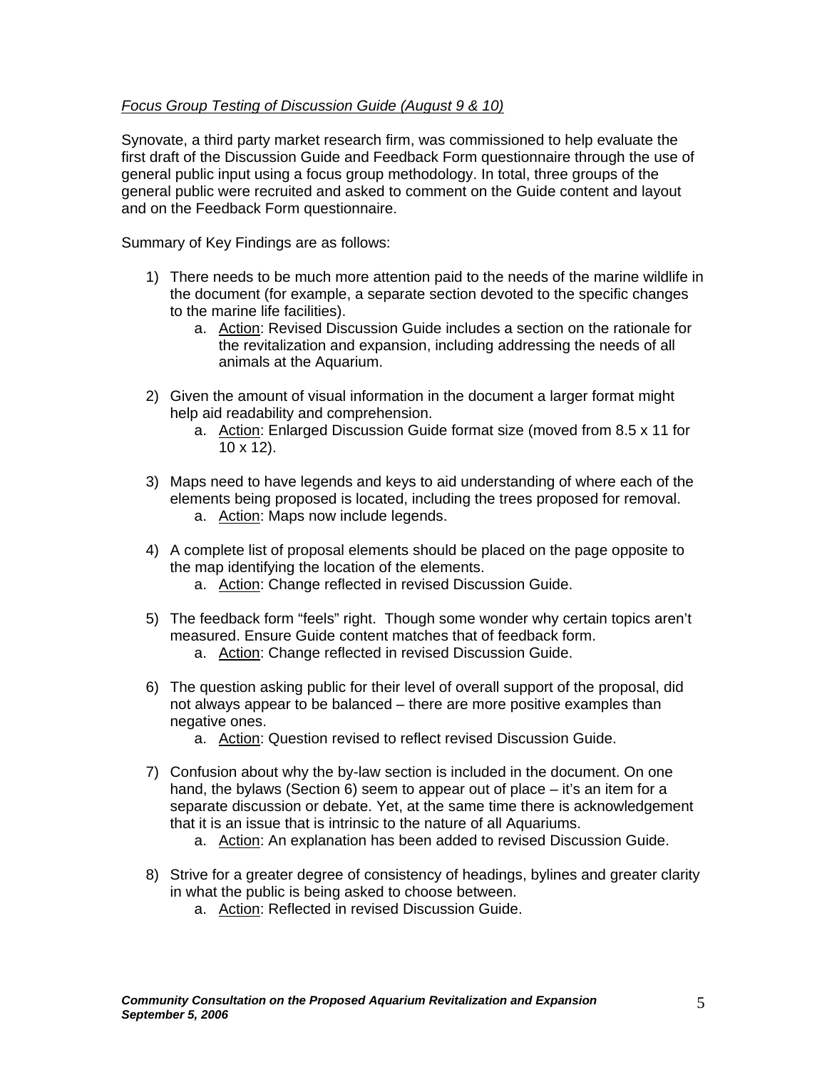*Focus Group Testing of Discussion Guide (August 9 & 10)*

Synovate, a third party market research firm, was commissioned to help evaluate the first draft of the Discussion Guide and Feedback Form questionnaire through the use of general public input using a focus group methodology. In total, three groups of the general public were recruited and asked to comment on the Guide content and layout and on the Feedback Form questionnaire.

Summary of Key Findings are as follows:

1) There needs to be much more attention paid to the needs of the marine wildlife in the document (for example, a separate section devoted to the specific changes to the marine life facilities).
   a. Action: Revised Discussion Guide includes a section on the rationale for the revitalization and expansion, including addressing the needs of all animals at the Aquarium.

2) Given the amount of visual information in the document a larger format might help aid readability and comprehension.
   a. Action: Enlarged Discussion Guide format size (moved from 8.5 x 11 for 10 x 12).

3) Maps need to have legends and keys to aid understanding of where each of the elements being proposed is located, including the trees proposed for removal.
   a. Action: Maps now include legends.

4) A complete list of proposal elements should be placed on the page opposite to the map identifying the location of the elements.
   a. Action: Change reflected in revised Discussion Guide.

5) The feedback form "feels" right. Though some wonder why certain topics aren't measured. Ensure Guide content matches that of feedback form.
   a. Action: Change reflected in revised Discussion Guide.

6) The question asking public for their level of overall support of the proposal, did not always appear to be balanced – there are more positive examples than negative ones.
   a. Action: Question revised to reflect revised Discussion Guide.

7) Confusion about why the by-law section is included in the document. On one hand, the bylaws (Section 6) seem to appear out of place – it's an item for a separate discussion or debate. Yet, at the same time there is acknowledgement that it is an issue that is intrinsic to the nature of all Aquariums.
   a. Action: An explanation has been added to revised Discussion Guide.

8) Strive for a greater degree of consistency of headings, bylines and greater clarity in what the public is being asked to choose between.
   a. Action: Reflected in revised Discussion Guide.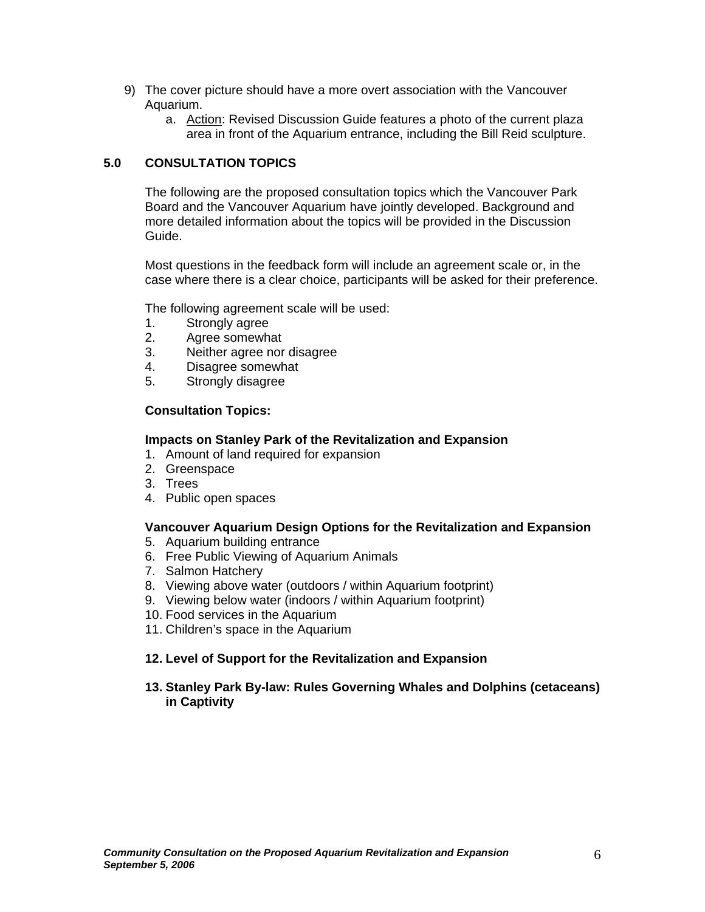9) The cover picture should have a more overt association with the Vancouver Aquarium.
    a. Action: Revised Discussion Guide features a photo of the current plaza area in front of the Aquarium entrance, including the Bill Reid sculpture.

## 5.0 CONSULTATION TOPICS

The following are the proposed consultation topics which the Vancouver Park Board and the Vancouver Aquarium have jointly developed. Background and more detailed information about the topics will be provided in the Discussion Guide.

Most questions in the feedback form will include an agreement scale or, in the case where there is a clear choice, participants will be asked for their preference.

The following agreement scale will be used:

1. Strongly agree
2. Agree somewhat
3. Neither agree nor disagree
4. Disagree somewhat
5. Strongly disagree

**Consultation Topics:**

**Impacts on Stanley Park of the Revitalization and Expansion**

1. Amount of land required for expansion
2. Greenspace
3. Trees
4. Public open spaces

**Vancouver Aquarium Design Options for the Revitalization and Expansion**

5. Aquarium building entrance
6. Free Public Viewing of Aquarium Animals
7. Salmon Hatchery
8. Viewing above water (outdoors / within Aquarium footprint)
9. Viewing below water (indoors / within Aquarium footprint)
10. Food services in the Aquarium
11. Children's space in the Aquarium

**12. Level of Support for the Revitalization and Expansion**

**13. Stanley Park By-law: Rules Governing Whales and Dolphins (cetaceans) in Captivity**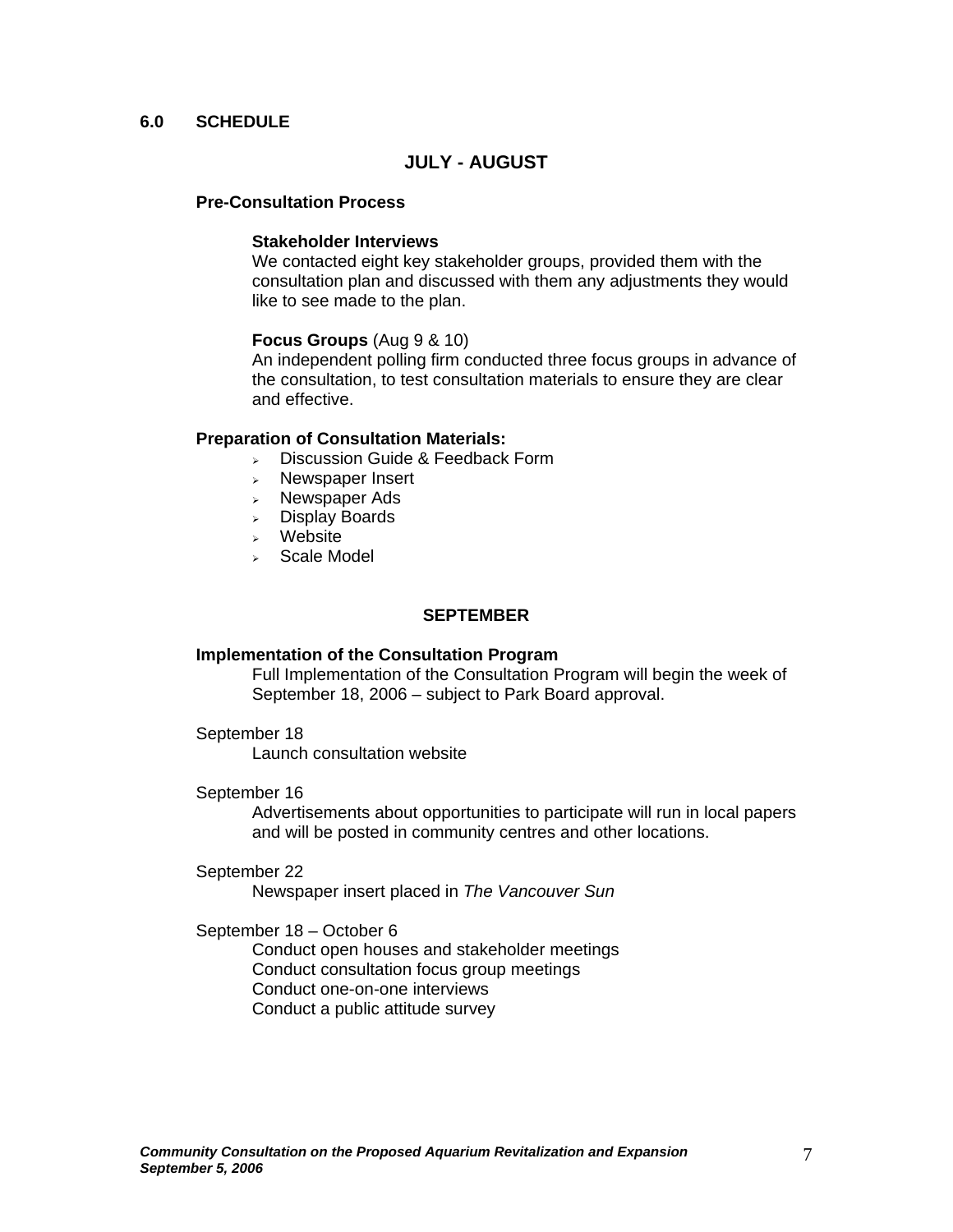## 6.0 SCHEDULE

### JULY - AUGUST

**Pre-Consultation Process**

**Stakeholder Interviews**
We contacted eight key stakeholder groups, provided them with the consultation plan and discussed with them any adjustments they would like to see made to the plan.

**Focus Groups** (Aug 9 & 10)
An independent polling firm conducted three focus groups in advance of the consultation, to test consultation materials to ensure they are clear and effective.

**Preparation of Consultation Materials:**

- Discussion Guide & Feedback Form
- Newspaper Insert
- Newspaper Ads
- Display Boards
- Website
- Scale Model

### SEPTEMBER

**Implementation of the Consultation Program**
Full Implementation of the Consultation Program will begin the week of September 18, 2006 – subject to Park Board approval.

September 18
Launch consultation website

September 16
Advertisements about opportunities to participate will run in local papers and will be posted in community centres and other locations.

September 22
Newspaper insert placed in *The Vancouver Sun*

September 18 – October 6
Conduct open houses and stakeholder meetings
Conduct consultation focus group meetings
Conduct one-on-one interviews
Conduct a public attitude survey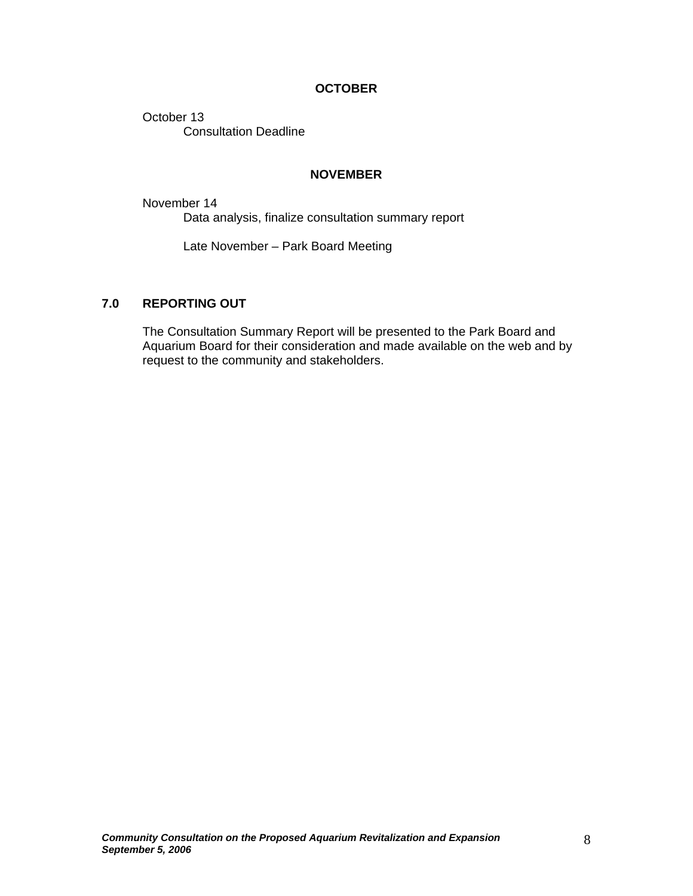**OCTOBER**

October 13

Consultation Deadline

**NOVEMBER**

November 14

Data analysis, finalize consultation summary report

Late November – Park Board Meeting

## 7.0 REPORTING OUT

The Consultation Summary Report will be presented to the Park Board and Aquarium Board for their consideration and made available on the web and by request to the community and stakeholders.